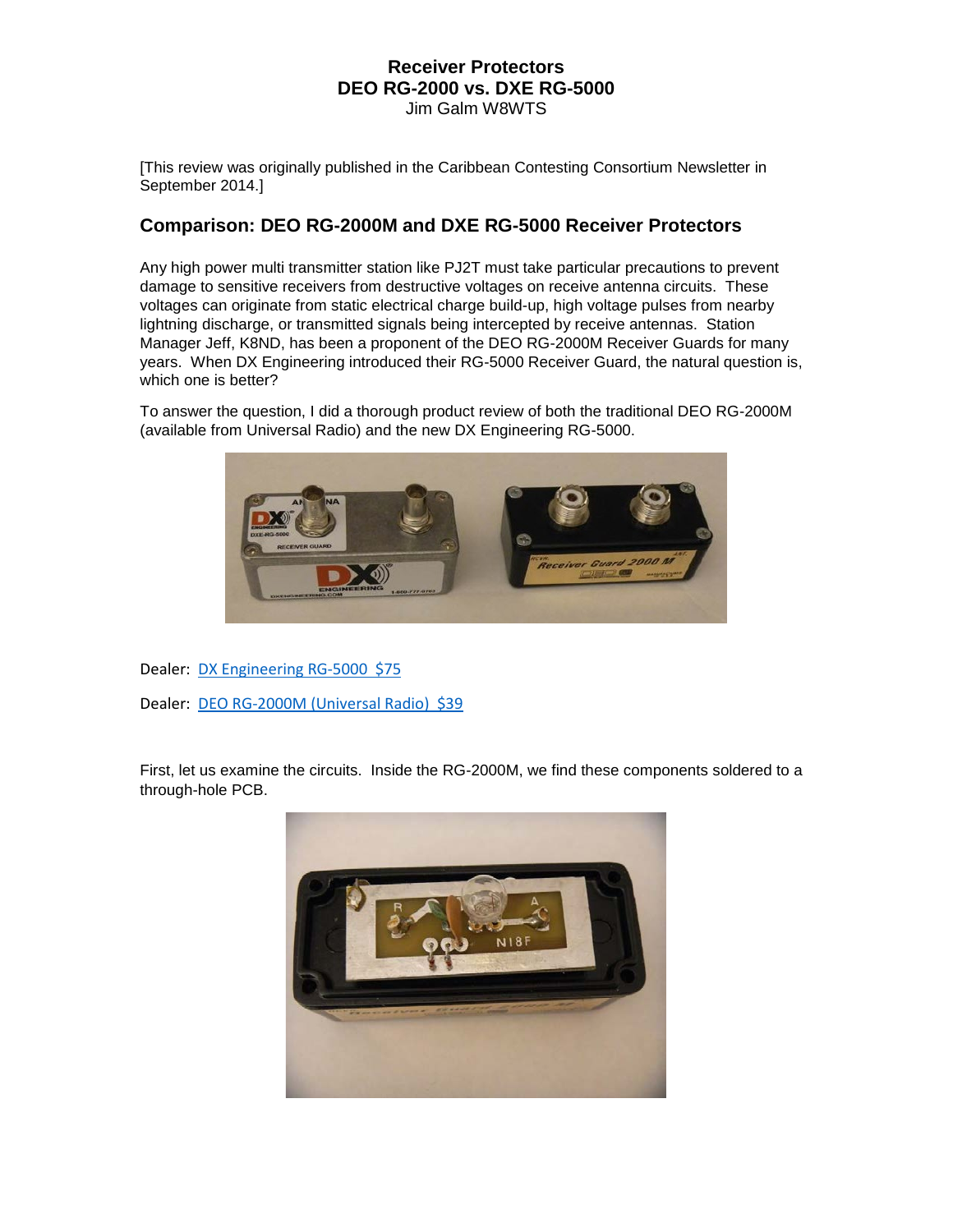# Receiver Protectors
## DEO RG-2000 vs. DXE RG-5000
Jim Galm W8WTS

[This review was originally published in the Caribbean Contesting Consortium Newsletter in September 2014.]

## Comparison: DEO RG-2000M and DXE RG-5000 Receiver Protectors

Any high power multi transmitter station like PJ2T must take particular precautions to prevent damage to sensitive receivers from destructive voltages on receive antenna circuits. These voltages can originate from static electrical charge build-up, high voltage pulses from nearby lightning discharge, or transmitted signals being intercepted by receive antennas. Station Manager Jeff, K8ND, has been a proponent of the DEO RG-2000M Receiver Guards for many years. When DX Engineering introduced their RG-5000 Receiver Guard, the natural question is, which one is better?

To answer the question, I did a thorough product review of both the traditional DEO RG-2000M (available from Universal Radio) and the new DX Engineering RG-5000.

Dealer: DX Engineering RG-5000 $75

Dealer: DEO RG-2000M (Universal Radio) $39

First, let us examine the circuits. Inside the RG-2000M, we find these components soldered to a through-hole PCB.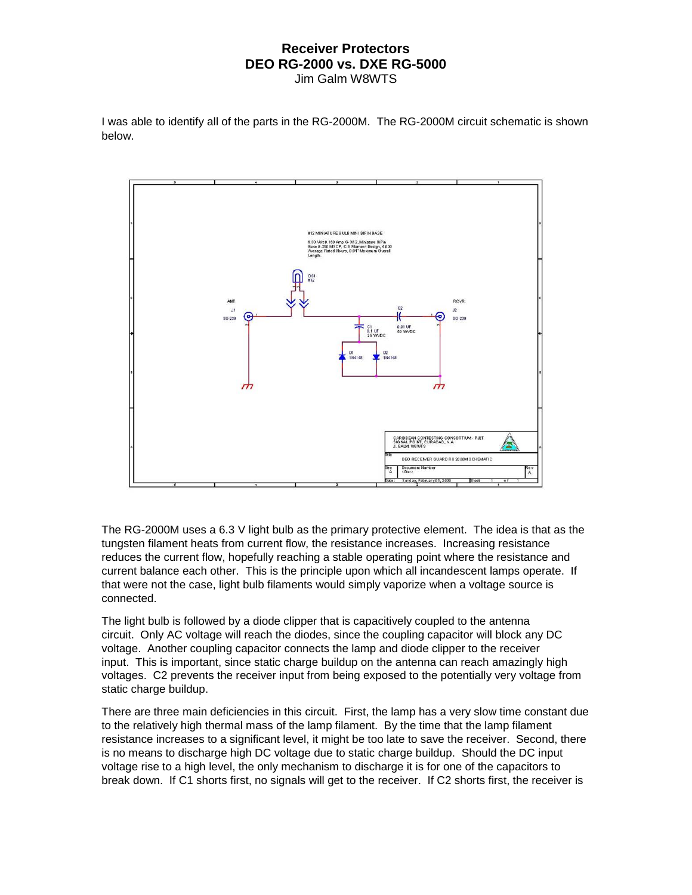I was able to identify all of the parts in the RG-2000M. The RG-2000M circuit schematic is shown below.

The RG-2000M uses a 6.3 V light bulb as the primary protective element. The idea is that as the tungsten filament heats from current flow, the resistance increases. Increasing resistance reduces the current flow, hopefully reaching a stable operating point where the resistance and current balance each other. This is the principle upon which all incandescent lamps operate. If that were not the case, light bulb filaments would simply vaporize when a voltage source is connected.

The light bulb is followed by a diode clipper that is capacitively coupled to the antenna circuit. Only AC voltage will reach the diodes, since the coupling capacitor will block any DC voltage. Another coupling capacitor connects the lamp and diode clipper to the receiver input. This is important, since static charge buildup on the antenna can reach amazingly high voltages. C2 prevents the receiver input from being exposed to the potentially very voltage from static charge buildup.

There are three main deficiencies in this circuit. First, the lamp has a very slow time constant due to the relatively high thermal mass of the lamp filament. By the time that the lamp filament resistance increases to a significant level, it might be too late to save the receiver. Second, there is no means to discharge high DC voltage due to static charge buildup. Should the DC input voltage rise to a high level, the only mechanism to discharge it is for one of the capacitors to break down. If C1 shorts first, no signals will get to the receiver. If C2 shorts first, the receiver is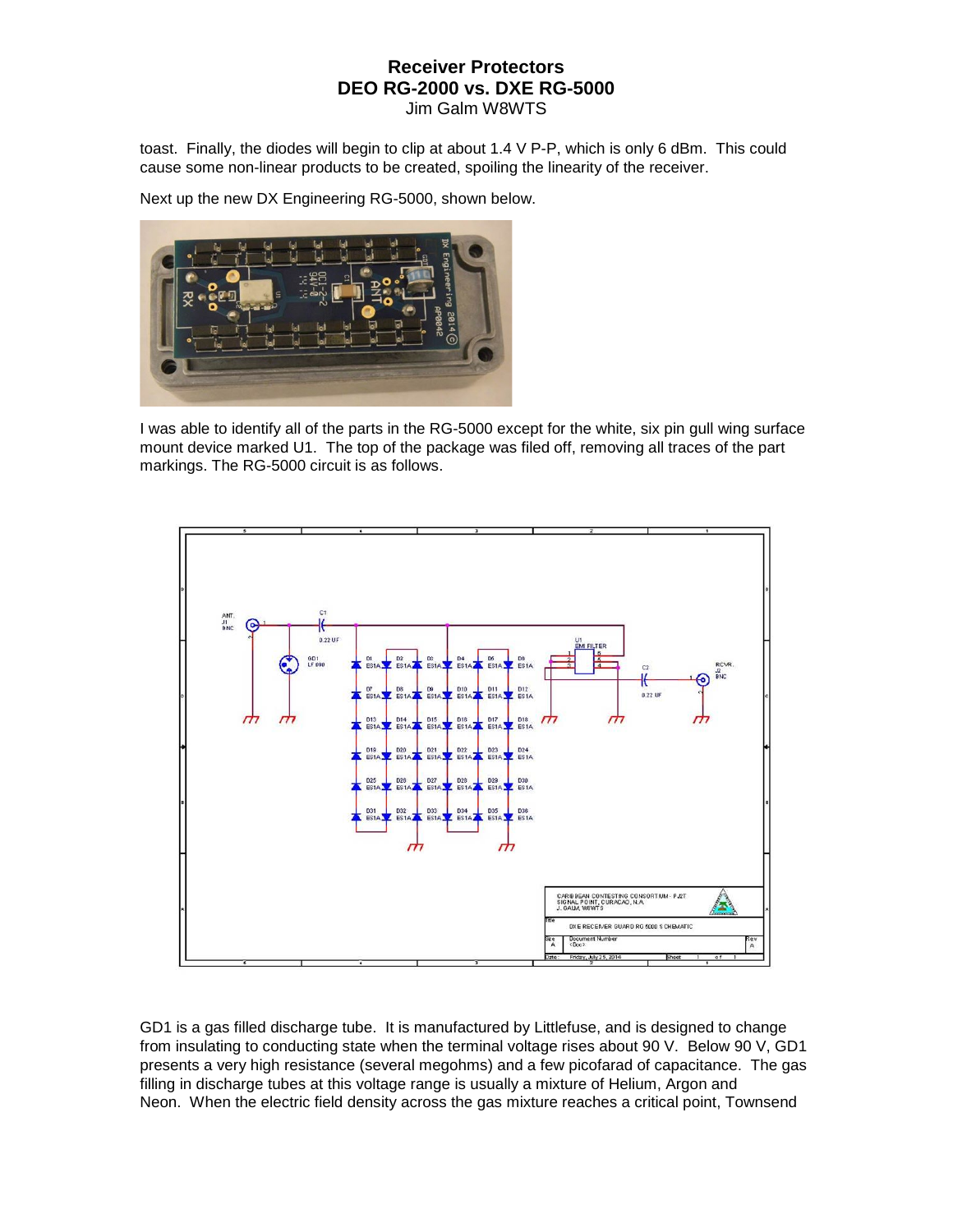toast.  Finally, the diodes will begin to clip at about 1.4 V P-P, which is only 6 dBm.  This could cause some non-linear products to be created, spoiling the linearity of the receiver.

Next up the new DX Engineering RG-5000, shown below.

I was able to identify all of the parts in the RG-5000 except for the white, six pin gull wing surface mount device marked U1.  The top of the package was filed off, removing all traces of the part markings. The RG-5000 circuit is as follows.

GD1 is a gas filled discharge tube.  It is manufactured by Littlefuse, and is designed to change from insulating to conducting state when the terminal voltage rises about 90 V.  Below 90 V, GD1 presents a very high resistance (several megohms) and a few picofarad of capacitance.  The gas filling in discharge tubes at this voltage range is usually a mixture of Helium, Argon and Neon.  When the electric field density across the gas mixture reaches a critical point, Townsend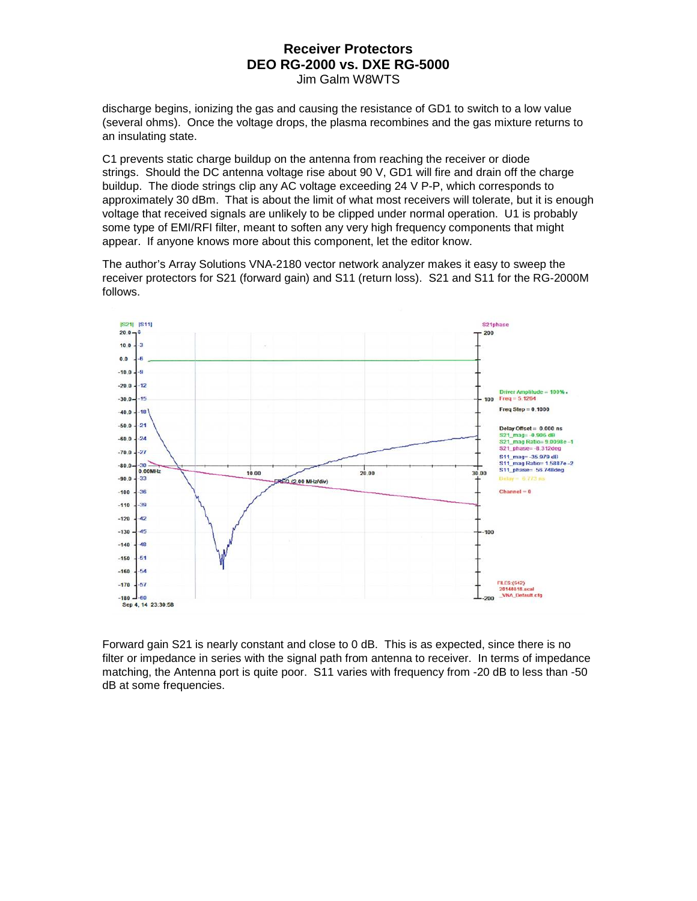discharge begins, ionizing the gas and causing the resistance of GD1 to switch to a low value (several ohms). Once the voltage drops, the plasma recombines and the gas mixture returns to an insulating state.

C1 prevents static charge buildup on the antenna from reaching the receiver or diode strings. Should the DC antenna voltage rise about 90 V, GD1 will fire and drain off the charge buildup. The diode strings clip any AC voltage exceeding 24 V P-P, which corresponds to approximately 30 dBm. That is about the limit of what most receivers will tolerate, but it is enough voltage that received signals are unlikely to be clipped under normal operation. U1 is probably some type of EMI/RFI filter, meant to soften any very high frequency components that might appear. If anyone knows more about this component, let the editor know.

The author's Array Solutions VNA-2180 vector network analyzer makes it easy to sweep the receiver protectors for S21 (forward gain) and S11 (return loss). S21 and S11 for the RG-2000M follows.

Forward gain S21 is nearly constant and close to 0 dB. This is as expected, since there is no filter or impedance in series with the signal path from antenna to receiver. In terms of impedance matching, the Antenna port is quite poor. S11 varies with frequency from -20 dB to less than -50 dB at some frequencies.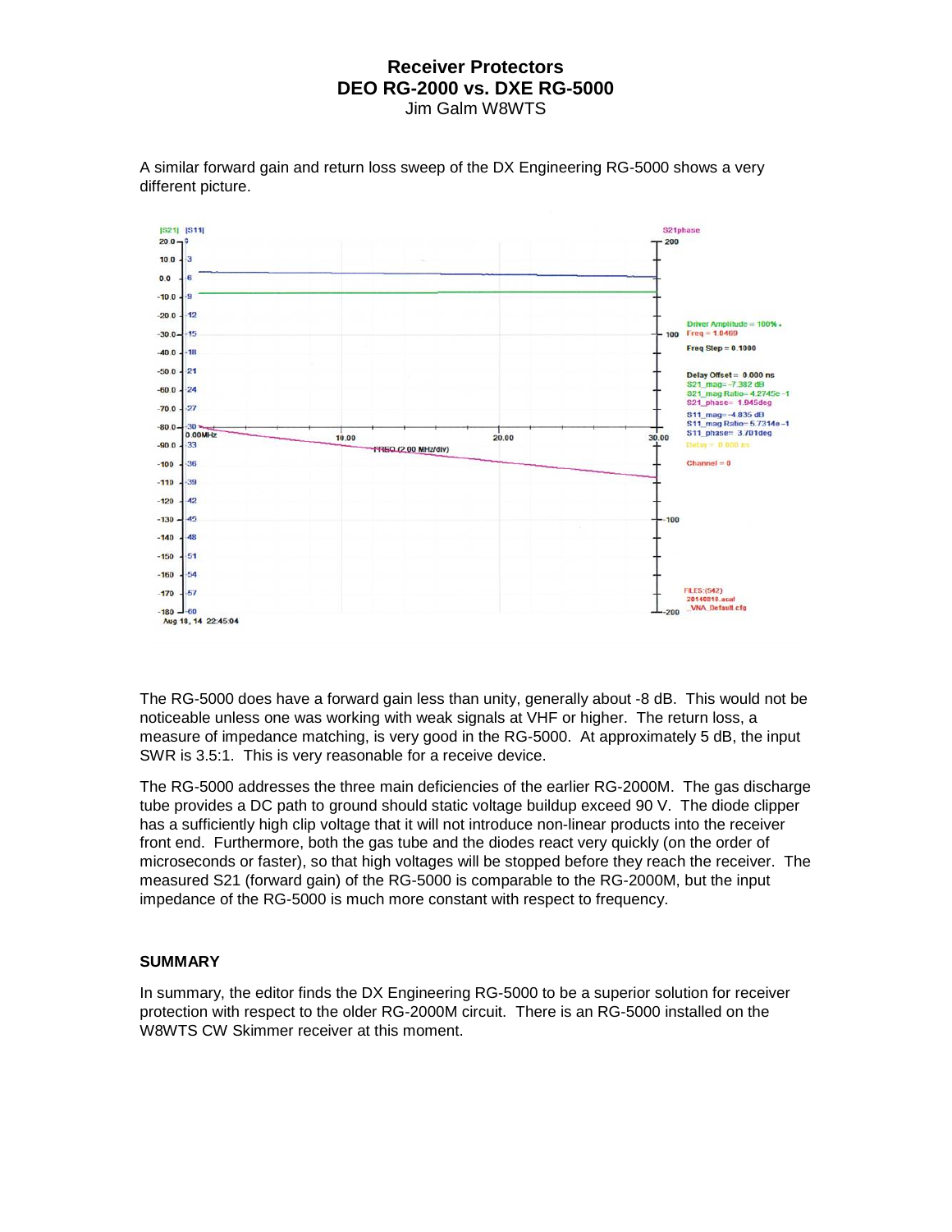# Receiver Protectors
## DEO RG-2000 vs. DXE RG-5000
Jim Galm W8WTS

A similar forward gain and return loss sweep of the DX Engineering RG-5000 shows a very different picture.

|S21| |S11|

S21phase

20.0 10.0 0.0 -10.0 -20.0 -30.0 -40.0 -50.0 -60.0 -70.0 -80.0 -90.0 -100 -110 -120 -130 -140 -150 -160 -170 -180

0 3 6 9 12 15 18 21 24 27 30 33 36 39 42 45 48 51 54 57 60

200 100 -100 -200

0.00MHz 10.00 20.00 30.00

FREQ (2.00 MHz/div)

Driver Amplitude = 100%

Freq = 1.0469

Freq Step = 0.1000

Delay Offset = 0.000 ns

S21_mag=-7.382 dB

S21_mag Ratio= 4.2745e-1

S21_phase= 1.945deg

S11_mag=-4.835 dB

S11_mag Ratio= 5.7314e-1

S11_phase= 3.701deg

Delay = 0.000 ns

Channel = 0

FILES:(542)

20140818.scal

_VNA_Default.cfg

Aug 18, 14 22:45:04

The RG-5000 does have a forward gain less than unity, generally about -8 dB. This would not be noticeable unless one was working with weak signals at VHF or higher. The return loss, a measure of impedance matching, is very good in the RG-5000. At approximately 5 dB, the input SWR is 3.5:1. This is very reasonable for a receive device.

The RG-5000 addresses the three main deficiencies of the earlier RG-2000M. The gas discharge tube provides a DC path to ground should static voltage buildup exceed 90 V. The diode clipper has a sufficiently high clip voltage that it will not introduce non-linear products into the receiver front end. Furthermore, both the gas tube and the diodes react very quickly (on the order of microseconds or faster), so that high voltages will be stopped before they reach the receiver. The measured S21 (forward gain) of the RG-5000 is comparable to the RG-2000M, but the input impedance of the RG-5000 is much more constant with respect to frequency.

**SUMMARY**

In summary, the editor finds the DX Engineering RG-5000 to be a superior solution for receiver protection with respect to the older RG-2000M circuit. There is an RG-5000 installed on the W8WTS CW Skimmer receiver at this moment.